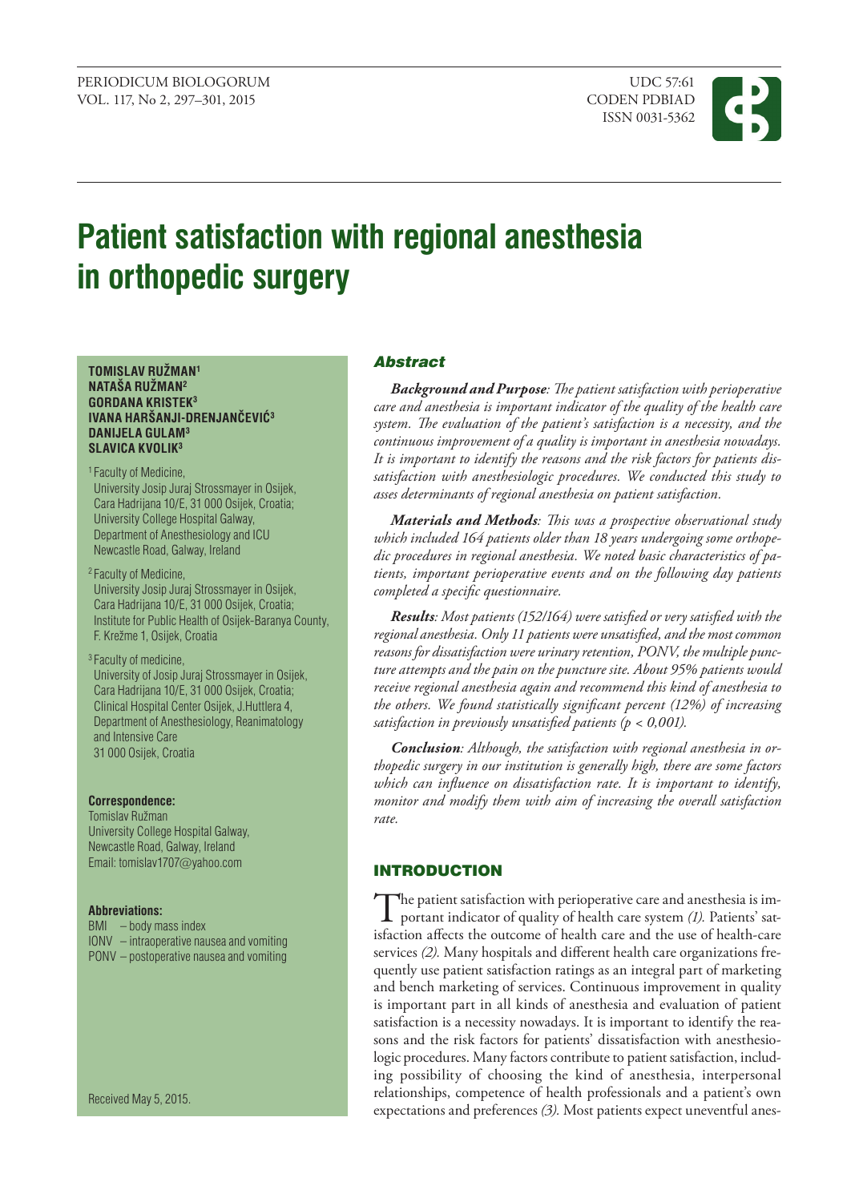# Patient satisfaction with regional anesthesia in orthopedic surgery

**TOMISLAV RUŽMAN[1]**
**NATAŠA RUŽMAN[2]**
**GORDANA KRISTEK[3]**
**IVANA HARŠANJI-DRENJANČEVIĆ[3]**
**DANIJELA GULAM[3]**
**SLAVICA KVOLIK[3]**

[1] Faculty of Medicine, University Josip Juraj Strossmayer in Osijek, Cara Hadrijana 10/E, 31 000 Osijek, Croatia; University College Hospital Galway, Department of Anesthesiology and ICU Newcastle Road, Galway, Ireland

[2] Faculty of Medicine, University Josip Juraj Strossmayer in Osijek, Cara Hadrijana 10/E, 31 000 Osijek, Croatia; Institute for Public Health of Osijek-Baranya County, F. Križme 1, Osijek, Croatia

[3] Faculty of medicine, University of Josip Juraj Strossmayer in Osijek, Cara Hadrijana 10/E, 31 000 Osijek, Croatia; Clinical Hospital Center Osijek, J.Huttlera 4, Department of Anesthesiology, Reanimatology and Intensive Care 31 000 Osijek, Croatia

**Correspondence:**
Tomislav Ružman
University College Hospital Galway, Newcastle Road, Galway, Ireland
Email: tomislav1707@yahoo.com

**Abbreviations:**
BMI – body mass index
IONV – intraoperative nausea and vomiting
PONV – postoperative nausea and vomiting

Received May 5, 2015.

## Abstract

***Background and Purpose****: The patient satisfaction with perioperative care and anesthesia is important indicator of the quality of the health care system. The evaluation of the patient's satisfaction is a necessity, and the continuous improvement of a quality is important in anesthesia nowadays. It is important to identify the reasons and the risk factors for patients dissatisfaction with anesthesiologic procedures. We conducted this study to asses determinants of regional anesthesia on patient satisfaction.*

***Materials and Methods****: This was a prospective observational study which included 164 patients older than 18 years undergoing some orthopedic procedures in regional anesthesia. We noted basic characteristics of patients, important perioperative events and on the following day patients completed a specific questionnaire.*

***Results****: Most patients (152/164) were satisfied or very satisfied with the regional anesthesia. Only 11 patients were unsatisfied, and the most common reasons for dissatisfaction were urinary retention, PONV, the multiple puncture attempts and the pain on the puncture site. About 95% patients would receive regional anesthesia again and recommend this kind of anesthesia to the others. We found statistically significant percent (12%) of increasing satisfaction in previously unsatisfied patients ($p < 0{,}001$).*

***Conclusion****: Although, the satisfaction with regional anesthesia in orthopedic surgery in our institution is generally high, there are some factors which can influence on dissatisfaction rate. It is important to identify, monitor and modify them with aim of increasing the overall satisfaction rate.*

## INTRODUCTION

The patient satisfaction with perioperative care and anesthesia is important indicator of quality of health care system *(1)*. Patients' satisfaction affects the outcome of health care and the use of health-care services *(2)*. Many hospitals and different health care organizations frequently use patient satisfaction ratings as an integral part of marketing and bench marketing of services. Continuous improvement in quality is important part in all kinds of anesthesia and evaluation of patient satisfaction is a necessity nowadays. It is important to identify the reasons and the risk factors for patients' dissatisfaction with anesthesiologic procedures. Many factors contribute to patient satisfaction, including possibility of choosing the kind of anesthesia, interpersonal relationships, competence of health professionals and a patient's own expectations and preferences *(3)*. Most patients expect uneventful anes-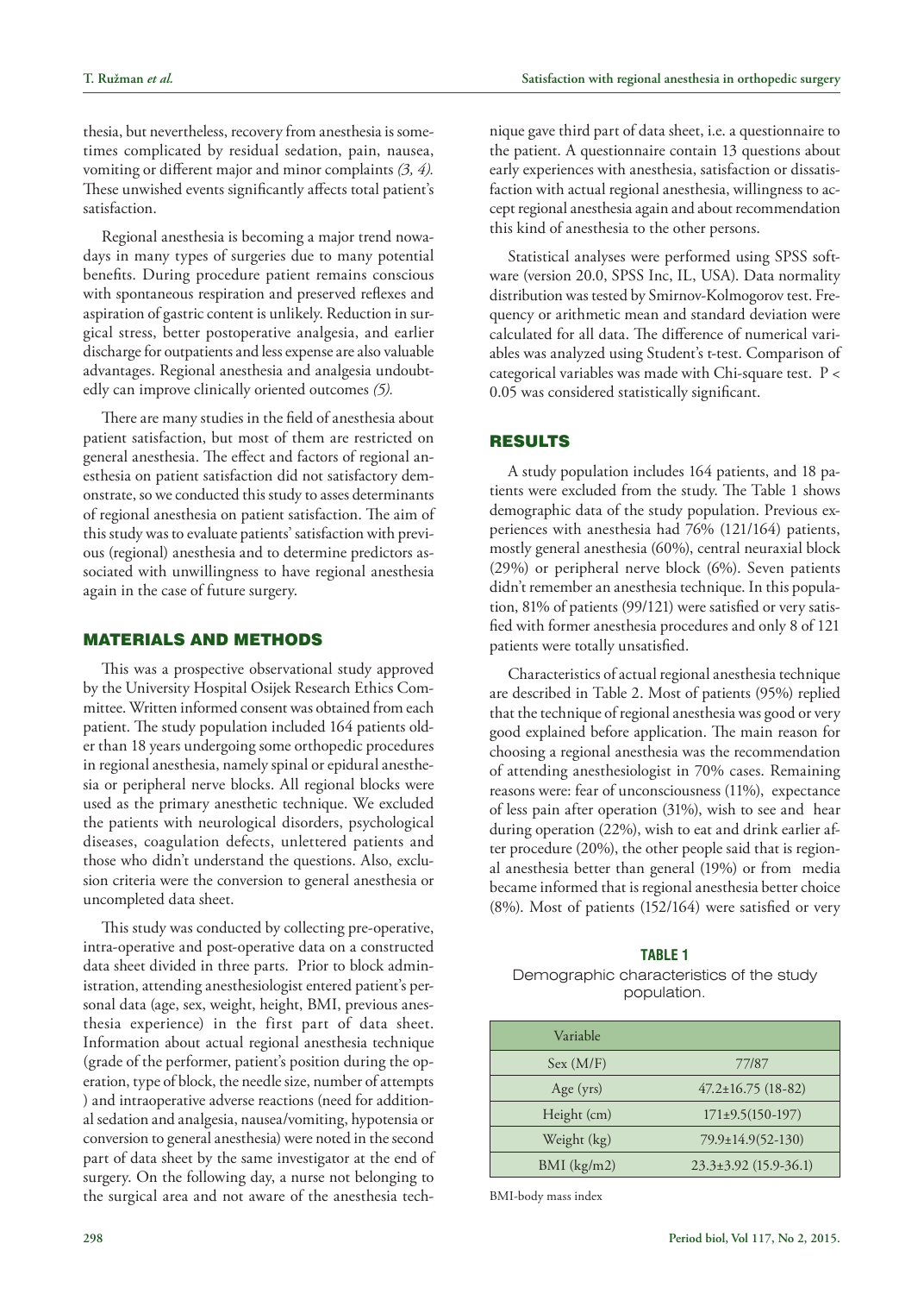thesia, but nevertheless, recovery from anesthesia is sometimes complicated by residual sedation, pain, nausea, vomiting or different major and minor complaints *(3, 4).* These unwished events significantly affects total patient's satisfaction.

Regional anesthesia is becoming a major trend nowadays in many types of surgeries due to many potential benefits. During procedure patient remains conscious with spontaneous respiration and preserved reflexes and aspiration of gastric content is unlikely. Reduction in surgical stress, better postoperative analgesia, and earlier discharge for outpatients and less expense are also valuable advantages. Regional anesthesia and analgesia undoubtedly can improve clinically oriented outcomes *(5).*

There are many studies in the field of anesthesia about patient satisfaction, but most of them are restricted on general anesthesia. The effect and factors of regional anesthesia on patient satisfaction did not satisfactory demonstrate, so we conducted this study to asses determinants of regional anesthesia on patient satisfaction. The aim of this study was to evaluate patients' satisfaction with previous (regional) anesthesia and to determine predictors associated with unwillingness to have regional anesthesia again in the case of future surgery.

## MATERIALS AND METHODS

This was a prospective observational study approved by the University Hospital Osijek Research Ethics Committee. Written informed consent was obtained from each patient. The study population included 164 patients older than 18 years undergoing some orthopedic procedures in regional anesthesia, namely spinal or epidural anesthesia or peripheral nerve blocks. All regional blocks were used as the primary anesthetic technique. We excluded the patients with neurological disorders, psychological diseases, coagulation defects, unlettered patients and those who didn't understand the questions. Also, exclusion criteria were the conversion to general anesthesia or uncompleted data sheet.

This study was conducted by collecting pre-operative, intra-operative and post-operative data on a constructed data sheet divided in three parts. Prior to block administration, attending anesthesiologist entered patient's personal data (age, sex, weight, height, BMI, previous anesthesia experience) in the first part of data sheet. Information about actual regional anesthesia technique (grade of the performer, patient's position during the operation, type of block, the needle size, number of attempts ) and intraoperative adverse reactions (need for additional sedation and analgesia, nausea/vomiting, hypotensia or conversion to general anesthesia) were noted in the second part of data sheet by the same investigator at the end of surgery. On the following day, a nurse not belonging to the surgical area and not aware of the anesthesia technique gave third part of data sheet, i.e. a questionnaire to the patient. A questionnaire contain 13 questions about early experiences with anesthesia, satisfaction or dissatisfaction with actual regional anesthesia, willingness to accept regional anesthesia again and about recommendation this kind of anesthesia to the other persons.

Statistical analyses were performed using SPSS software (version 20.0, SPSS Inc, IL, USA). Data normality distribution was tested by Smirnov-Kolmogorov test. Frequency or arithmetic mean and standard deviation were calculated for all data. The difference of numerical variables was analyzed using Student's t-test. Comparison of categorical variables was made with Chi-square test. $P < 0.05$ was considered statistically significant.

## RESULTS

A study population includes 164 patients, and 18 patients were excluded from the study. The Table 1 shows demographic data of the study population. Previous experiences with anesthesia had 76% (121/164) patients, mostly general anesthesia (60%), central neuraxial block (29%) or peripheral nerve block (6%). Seven patients didn't remember an anesthesia technique. In this population, 81% of patients (99/121) were satisfied or very satisfied with former anesthesia procedures and only 8 of 121 patients were totally unsatisfied.

Characteristics of actual regional anesthesia technique are described in Table 2. Most of patients (95%) replied that the technique of regional anesthesia was good or very good explained before application. The main reason for choosing a regional anesthesia was the recommendation of attending anesthesiologist in 70% cases. Remaining reasons were: fear of unconsciousness (11%), expectance of less pain after operation (31%), wish to see and hear during operation (22%), wish to eat and drink earlier after procedure (20%), the other people said that is regional anesthesia better than general (19%) or from media became informed that is regional anesthesia better choice (8%). Most of patients (152/164) were satisfied or very

**TABLE 1**

Demographic characteristics of the study population.

| Variable | |
|---|---|
| Sex (M/F) | 77/87 |
| Age (yrs) | 47.2±16.75 (18-82) |
| Height (cm) | 171±9.5(150-197) |
| Weight (kg) | 79.9±14.9(52-130) |
| BMI (kg/m2) | 23.3±3.92 (15.9-36.1) |

BMI-body mass index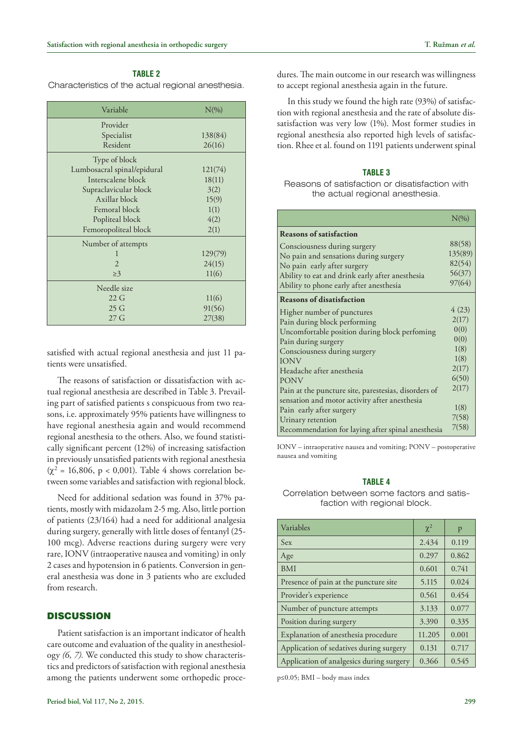**TABLE 2**

Characteristics of the actual regional anesthesia.

| Variable | N(%) |
|---|---|
| Provider | |
| Specialist | 138(84) |
| Resident | 26(16) |
| Type of block | |
| Lumbosacral spinal/epidural | 121(74) |
| Interscalene block | 18(11) |
| Supraclavicular block | 3(2) |
| Axillar block | 15(9) |
| Femoral block | 1(1) |
| Popliteal block | 4(2) |
| Femoropoliteal block | 2(1) |
| Number of attempts | |
| 1 | 129(79) |
| 2 | 24(15) |
| ≥3 | 11(6) |
| Needle size | |
| 22 G | 11(6) |
| 25 G | 91(56) |
| 27 G | 27(38) |

satisfied with actual regional anesthesia and just 11 patients were unsatisfied.

The reasons of satisfaction or dissatisfaction with actual regional anesthesia are described in Table 3. Prevailing part of satisfied patients s conspicuous from two reasons, i.e. approximately 95% patients have willingness to have regional anesthesia again and would recommend regional anesthesia to the others. Also, we found statistically significant percent (12%) of increasing satisfaction in previously unsatisfied patients with regional anesthesia ($\chi^2$ = 16,806, p < 0,001). Table 4 shows correlation between some variables and satisfaction with regional block.

Need for additional sedation was found in 37% patients, mostly with midazolam 2-5 mg. Also, little portion of patients (23/164) had a need for additional analgesia during surgery, generally with little doses of fentanyl (25-100 mcg). Adverse reactions during surgery were very rare, IONV (intraoperative nausea and vomiting) in only 2 cases and hypotension in 6 patients. Conversion in general anesthesia was done in 3 patients who are excluded from research.

## DISCUSSION

Patient satisfaction is an important indicator of health care outcome and evaluation of the quality in anesthesiology *(6, 7)*. We conducted this study to show characteristics and predictors of satisfaction with regional anesthesia among the patients underwent some orthopedic procedures. The main outcome in our research was willingness to accept regional anesthesia again in the future.

In this study we found the high rate (93%) of satisfaction with regional anesthesia and the rate of absolute dissatisfaction was very low (1%). Most former studies in regional anesthesia also reported high levels of satisfaction. Rhee et al. found on 1191 patients underwent spinal

**TABLE 3**

Reasons of satisfaction or disatisfaction with the actual regional anesthesia.

| | N(%) |
|---|---|
| **Reasons of satisfaction** | |
| Consciousness during surgery | 88(58) |
| No pain and sensations during surgery | 135(89) |
| No pain early after surgery | 82(54) |
| Ability to eat and drink early after anesthesia | 56(37) |
| Ability to phone early after anesthesia | 97(64) |
| **Reasons of disatisfaction** | |
| Higher number of punctures | 4 (23) |
| Pain during block performing | 2(17) |
| Uncomfortable position during block perfoming | 0(0) |
| Pain during surgery | 0(0) |
| Consciousness during surgery | 1(8) |
| IONV | 1(8) |
| Headache after anesthesia | 2(17) |
| PONV | 6(50) |
| Pain at the puncture site, parestesias, disorders of sensation and motor activity after anesthesia | 2(17) |
| Pain early after surgery | 1(8) |
| Urinary retention | 7(58) |
| Recommendation for laying after spinal anesthesia | 7(58) |

IONV – intraoperative nausea and vomiting; PONV – postoperative nausea and vomiting

**TABLE 4**

Correlation between some factors and satisfaction with regional block.

| Variables | $\chi^2$ | p |
|---|---|---|
| Sex | 2.434 | 0.119 |
| Age | 0.297 | 0.862 |
| BMI | 0.601 | 0.741 |
| Presence of pain at the puncture site | 5.115 | 0.024 |
| Provider's experience | 0.561 | 0.454 |
| Number of puncture attempts | 3.133 | 0.077 |
| Position during surgery | 3.390 | 0.335 |
| Explanation of anesthesia procedure | 11.205 | 0.001 |
| Application of sedatives during surgery | 0.131 | 0.717 |
| Application of analgesics during surgery | 0.366 | 0.545 |

p≤0.05; BMI – body mass index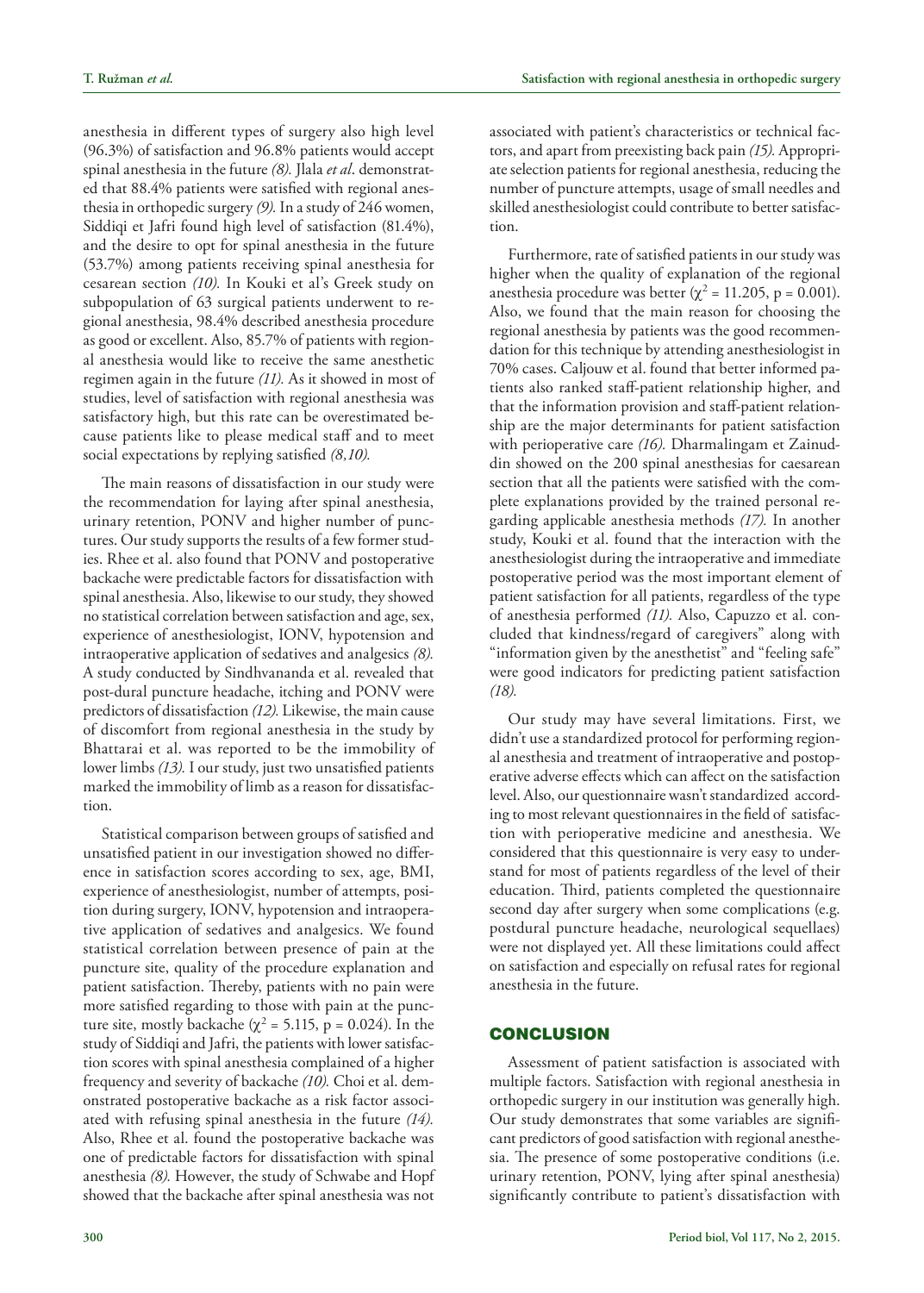anesthesia in different types of surgery also high level (96.3%) of satisfaction and 96.8% patients would accept spinal anesthesia in the future *(8).* Jlala *et al*. demonstrated that 88.4% patients were satisfied with regional anesthesia in orthopedic surgery *(9).* In a study of 246 women, Siddiqi et Jafri found high level of satisfaction (81.4%), and the desire to opt for spinal anesthesia in the future (53.7%) among patients receiving spinal anesthesia for cesarean section *(10).* In Kouki et al's Greek study on subpopulation of 63 surgical patients underwent to regional anesthesia, 98.4% described anesthesia procedure as good or excellent. Also, 85.7% of patients with regional anesthesia would like to receive the same anesthetic regimen again in the future *(11).* As it showed in most of studies, level of satisfaction with regional anesthesia was satisfactory high, but this rate can be overestimated because patients like to please medical staff and to meet social expectations by replying satisfied *(8,10).*

The main reasons of dissatisfaction in our study were the recommendation for laying after spinal anesthesia, urinary retention, PONV and higher number of punctures. Our study supports the results of a few former studies. Rhee et al. also found that PONV and postoperative backache were predictable factors for dissatisfaction with spinal anesthesia. Also, likewise to our study, they showed no statistical correlation between satisfaction and age, sex, experience of anesthesiologist, IONV, hypotension and intraoperative application of sedatives and analgesics *(8).* A study conducted by Sindhvananda et al. revealed that post-dural puncture headache, itching and PONV were predictors of dissatisfaction *(12).* Likewise, the main cause of discomfort from regional anesthesia in the study by Bhattarai et al. was reported to be the immobility of lower limbs *(13).* I our study, just two unsatisfied patients marked the immobility of limb as a reason for dissatisfaction.

Statistical comparison between groups of satisfied and unsatisfied patient in our investigation showed no difference in satisfaction scores according to sex, age, BMI, experience of anesthesiologist, number of attempts, position during surgery, IONV, hypotension and intraoperative application of sedatives and analgesics. We found statistical correlation between presence of pain at the puncture site, quality of the procedure explanation and patient satisfaction. Thereby, patients with no pain were more satisfied regarding to those with pain at the puncture site, mostly backache ($\chi^2$ = 5.115, p = 0.024). In the study of Siddiqi and Jafri, the patients with lower satisfaction scores with spinal anesthesia complained of a higher frequency and severity of backache *(10).* Choi et al. demonstrated postoperative backache as a risk factor associated with refusing spinal anesthesia in the future *(14).* Also, Rhee et al. found the postoperative backache was one of predictable factors for dissatisfaction with spinal anesthesia *(8).* However, the study of Schwabe and Hopf showed that the backache after spinal anesthesia was not associated with patient's characteristics or technical factors, and apart from preexisting back pain *(15).* Appropriate selection patients for regional anesthesia, reducing the number of puncture attempts, usage of small needles and skilled anesthesiologist could contribute to better satisfaction.

Furthermore, rate of satisfied patients in our study was higher when the quality of explanation of the regional anesthesia procedure was better ($\chi^2$ = 11.205, p = 0.001). Also, we found that the main reason for choosing the regional anesthesia by patients was the good recommendation for this technique by attending anesthesiologist in 70% cases. Caljouw et al. found that better informed patients also ranked staff-patient relationship higher, and that the information provision and staff-patient relationship are the major determinants for patient satisfaction with perioperative care *(16).* Dharmalingam et Zainuddin showed on the 200 spinal anesthesias for caesarean section that all the patients were satisfied with the complete explanations provided by the trained personal regarding applicable anesthesia methods *(17).* In another study, Kouki et al. found that the interaction with the anesthesiologist during the intraoperative and immediate postoperative period was the most important element of patient satisfaction for all patients, regardless of the type of anesthesia performed *(11).* Also, Capuzzo et al. concluded that kindness/regard of caregivers" along with "information given by the anesthetist" and "feeling safe" were good indicators for predicting patient satisfaction *(18).*

Our study may have several limitations. First, we didn't use a standardized protocol for performing regional anesthesia and treatment of intraoperative and postoperative adverse effects which can affect on the satisfaction level. Also, our questionnaire wasn't standardized according to most relevant questionnaires in the field of satisfaction with perioperative medicine and anesthesia. We considered that this questionnaire is very easy to understand for most of patients regardless of the level of their education. Third, patients completed the questionnaire second day after surgery when some complications (e.g. postdural puncture headache, neurological sequellaes) were not displayed yet. All these limitations could affect on satisfaction and especially on refusal rates for regional anesthesia in the future.

## CONCLUSION

Assessment of patient satisfaction is associated with multiple factors. Satisfaction with regional anesthesia in orthopedic surgery in our institution was generally high. Our study demonstrates that some variables are significant predictors of good satisfaction with regional anesthesia. The presence of some postoperative conditions (i.e. urinary retention, PONV, lying after spinal anesthesia) significantly contribute to patient's dissatisfaction with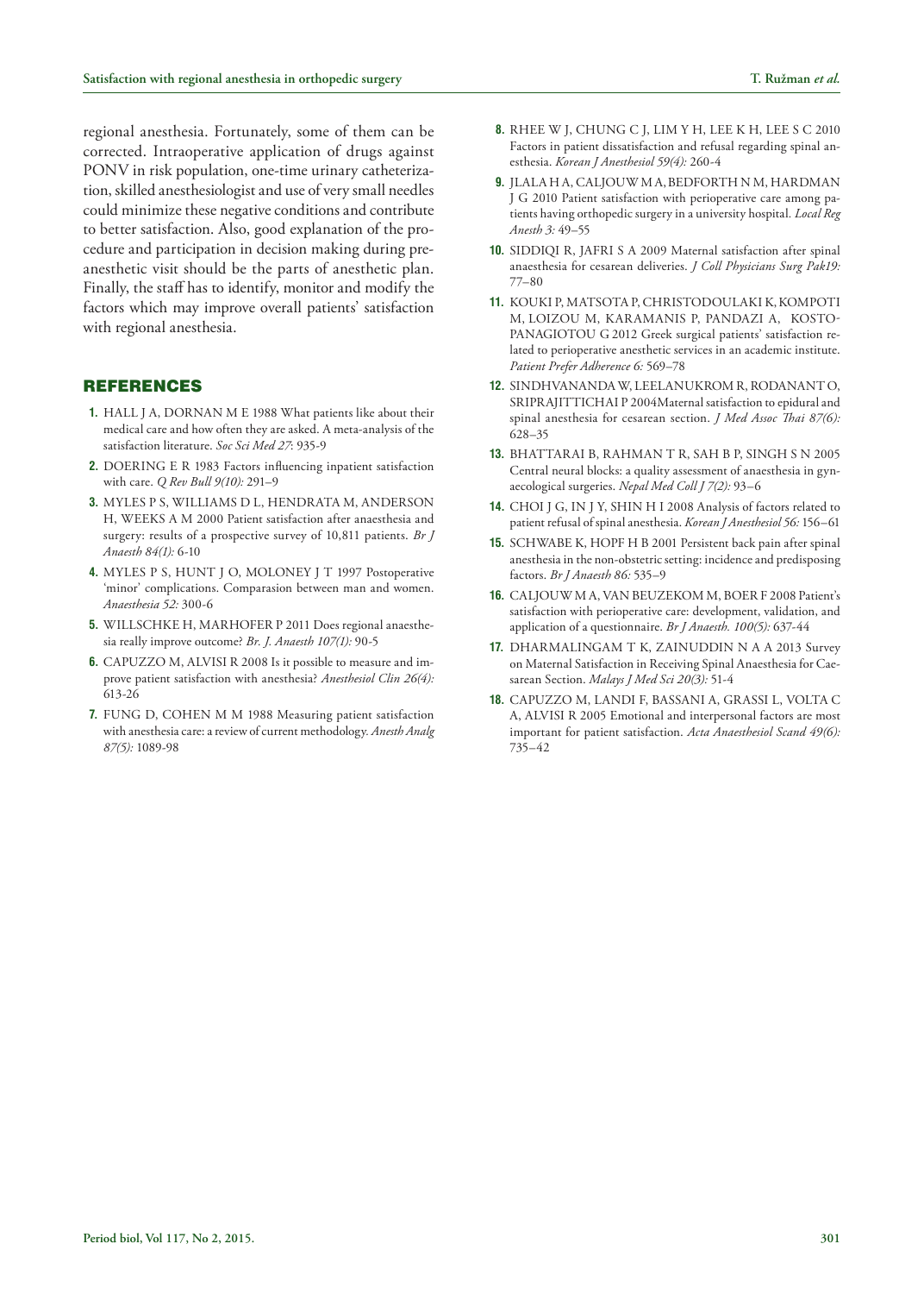regional anesthesia. Fortunately, some of them can be corrected. Intraoperative application of drugs against PONV in risk population, one-time urinary catheterization, skilled anesthesiologist and use of very small needles could minimize these negative conditions and contribute to better satisfaction. Also, good explanation of the procedure and participation in decision making during preanesthetic visit should be the parts of anesthetic plan. Finally, the staff has to identify, monitor and modify the factors which may improve overall patients' satisfaction with regional anesthesia.

## REFERENCES

1. HALL J A, DORNAN M E 1988 What patients like about their medical care and how often they are asked. A meta-analysis of the satisfaction literature. *Soc Sci Med 27*: 935-9
2. DOERING E R 1983 Factors influencing inpatient satisfaction with care. *Q Rev Bull 9(10):* 291–9
3. MYLES P S, WILLIAMS D L, HENDRATA M, ANDERSON H, WEEKS A M 2000 Patient satisfaction after anaesthesia and surgery: results of a prospective survey of 10,811 patients. *Br J Anaesth 84(1):* 6-10
4. MYLES P S, HUNT J O, MOLONEY J T 1997 Postoperative 'minor' complications. Comparasion between man and women. *Anaesthesia 52:* 300-6
5. WILLSCHKE H, MARHOFER P 2011 Does regional anaesthesia really improve outcome? *Br. J. Anaesth 107(1):* 90-5
6. CAPUZZO M, ALVISI R 2008 Is it possible to measure and improve patient satisfaction with anesthesia? *Anesthesiol Clin 26(4):* 613-26
7. FUNG D, COHEN M M 1988 Measuring patient satisfaction with anesthesia care: a review of current methodology. *Anesth Analg 87(5):* 1089-98
8. RHEE W J, CHUNG C J, LIM Y H, LEE K H, LEE S C 2010 Factors in patient dissatisfaction and refusal regarding spinal anesthesia. *Korean J Anesthesiol 59(4):* 260-4
9. JLALA H A, CALJOUW M A, BEDFORTH N M, HARDMAN J G 2010 Patient satisfaction with perioperative care among patients having orthopedic surgery in a university hospital. *Local Reg Anesth 3:* 49–55
10. SIDDIQI R, JAFRI S A 2009 Maternal satisfaction after spinal anaesthesia for cesarean deliveries. *J Coll Physicians Surg Pak19:* 77–80
11. KOUKI P, MATSOTA P, CHRISTODOULAKI K, KOMPOTI M, LOIZOU M, KARAMANIS P, PANDAZI A, KOSTOPANAGIOTOU G 2012 Greek surgical patients' satisfaction related to perioperative anesthetic services in an academic institute. *Patient Prefer Adherence 6:* 569–78
12. SINDHVANANDA W, LEELANUKROM R, RODANANT O, SRIPRAJITTICHAI P 2004Maternal satisfaction to epidural and spinal anesthesia for cesarean section. *J Med Assoc Thai 87(6):* 628–35
13. BHATTARAI B, RAHMAN T R, SAH B P, SINGH S N 2005 Central neural blocks: a quality assessment of anaesthesia in gynaecological surgeries. *Nepal Med Coll J 7(2):* 93–6
14. CHOI J G, IN J Y, SHIN H I 2008 Analysis of factors related to patient refusal of spinal anesthesia. *Korean J Anesthesiol 56:* 156–61
15. SCHWABE K, HOPF H B 2001 Persistent back pain after spinal anesthesia in the non-obstetric setting: incidence and predisposing factors. *Br J Anaesth 86:* 535–9
16. CALJOUW M A, VAN BEUZEKOM M, BOER F 2008 Patient's satisfaction with perioperative care: development, validation, and application of a questionnaire. *Br J Anaesth. 100(5):* 637-44
17. DHARMALINGAM T K, ZAINUDDIN N A A 2013 Survey on Maternal Satisfaction in Receiving Spinal Anaesthesia for Caesarean Section. *Malays J Med Sci 20(3):* 51-4
18. CAPUZZO M, LANDI F, BASSANI A, GRASSI L, VOLTA C A, ALVISI R 2005 Emotional and interpersonal factors are most important for patient satisfaction. *Acta Anaesthesiol Scand 49(6):* 735–42